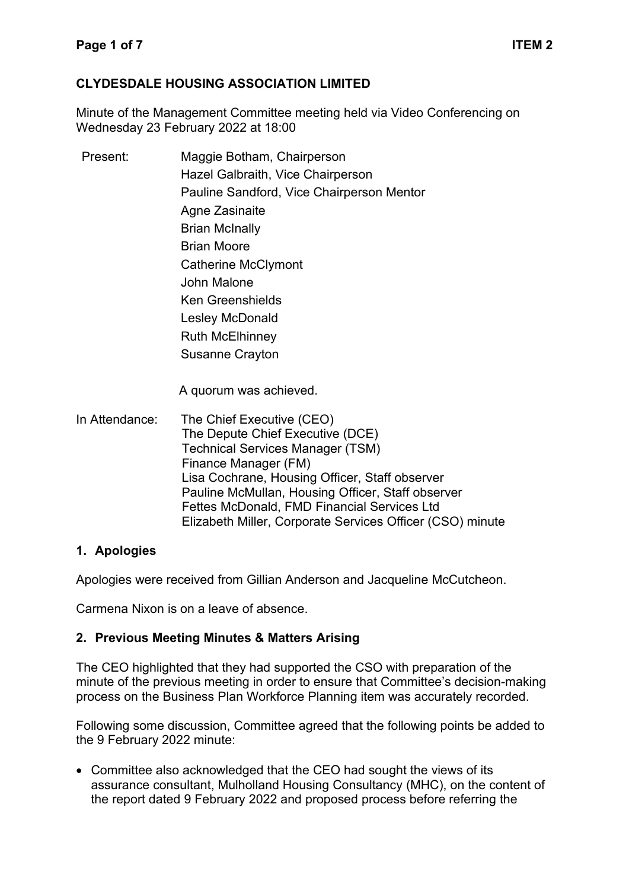**ITEM 2**

# CLYDESDALE HOUSING ASSOCIATION LIMITED

Minute of the Management Committee meeting held via Video Conferencing on Wednesday 23 February 2022 at 18:00

| | |
|---|---|
| Present: | Maggie Botham, Chairperson |
| | Hazel Galbraith, Vice Chairperson |
| | Pauline Sandford, Vice Chairperson Mentor |
| | Agne Zasinaite |
| | Brian McInally |
| | Brian Moore |
| | Catherine McClymont |
| | John Malone |
| | Ken Greenshields |
| | Lesley McDonald |
| | Ruth McElhinney |
| | Susanne Crayton |
| | |
| | A quorum was achieved. |
| | |
| In Attendance: | The Chief Executive (CEO) |
| | The Depute Chief Executive (DCE) |
| | Technical Services Manager (TSM) |
| | Finance Manager (FM) |
| | Lisa Cochrane, Housing Officer, Staff observer |
| | Pauline McMullan, Housing Officer, Staff observer |
| | Fettes McDonald, FMD Financial Services Ltd |
| | Elizabeth Miller, Corporate Services Officer (CSO) minute |

## 1. Apologies

Apologies were received from Gillian Anderson and Jacqueline McCutcheon.

Carmena Nixon is on a leave of absence.

## 2. Previous Meeting Minutes & Matters Arising

The CEO highlighted that they had supported the CSO with preparation of the minute of the previous meeting in order to ensure that Committee's decision-making process on the Business Plan Workforce Planning item was accurately recorded.

Following some discussion, Committee agreed that the following points be added to the 9 February 2022 minute:

- Committee also acknowledged that the CEO had sought the views of its assurance consultant, Mulholland Housing Consultancy (MHC), on the content of the report dated 9 February 2022 and proposed process before referring the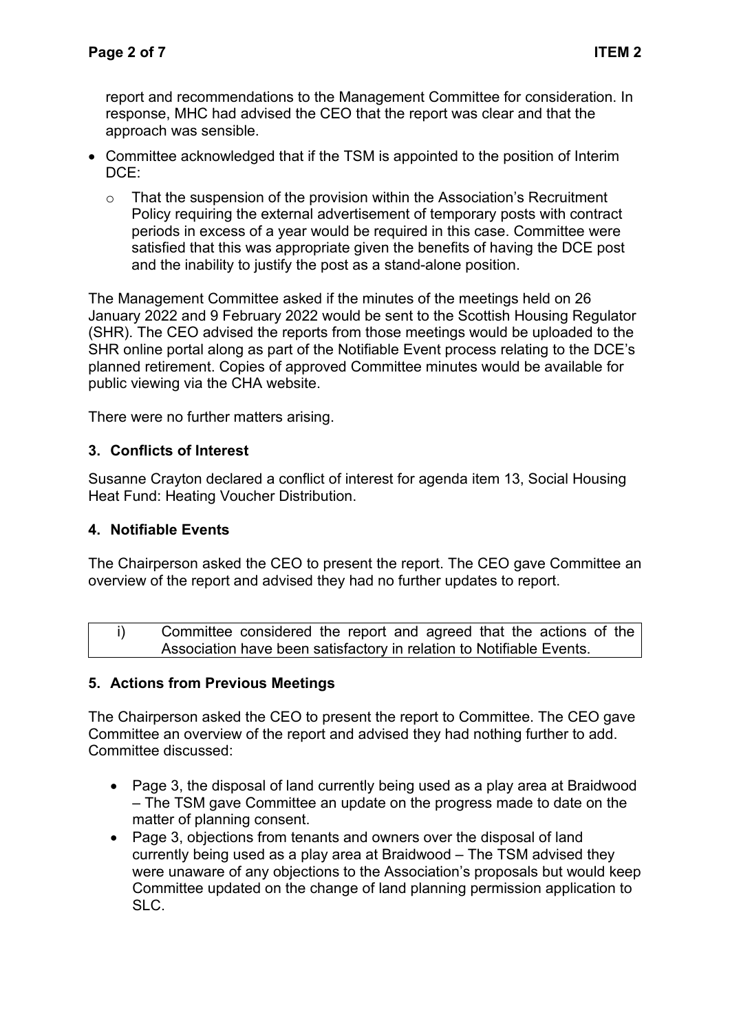report and recommendations to the Management Committee for consideration. In response, MHC had advised the CEO that the report was clear and that the approach was sensible.

- Committee acknowledged that if the TSM is appointed to the position of Interim DCE:
  - That the suspension of the provision within the Association's Recruitment Policy requiring the external advertisement of temporary posts with contract periods in excess of a year would be required in this case. Committee were satisfied that this was appropriate given the benefits of having the DCE post and the inability to justify the post as a stand-alone position.

The Management Committee asked if the minutes of the meetings held on 26 January 2022 and 9 February 2022 would be sent to the Scottish Housing Regulator (SHR). The CEO advised the reports from those meetings would be uploaded to the SHR online portal along as part of the Notifiable Event process relating to the DCE's planned retirement. Copies of approved Committee minutes would be available for public viewing via the CHA website.

There were no further matters arising.

### 3. Conflicts of Interest

Susanne Crayton declared a conflict of interest for agenda item 13, Social Housing Heat Fund: Heating Voucher Distribution.

### 4. Notifiable Events

The Chairperson asked the CEO to present the report. The CEO gave Committee an overview of the report and advised they had no further updates to report.

| | |
|---|---|
| i) | Committee considered the report and agreed that the actions of the Association have been satisfactory in relation to Notifiable Events. |

### 5. Actions from Previous Meetings

The Chairperson asked the CEO to present the report to Committee. The CEO gave Committee an overview of the report and advised they had nothing further to add. Committee discussed:

- Page 3, the disposal of land currently being used as a play area at Braidwood – The TSM gave Committee an update on the progress made to date on the matter of planning consent.
- Page 3, objections from tenants and owners over the disposal of land currently being used as a play area at Braidwood – The TSM advised they were unaware of any objections to the Association's proposals but would keep Committee updated on the change of land planning permission application to SLC.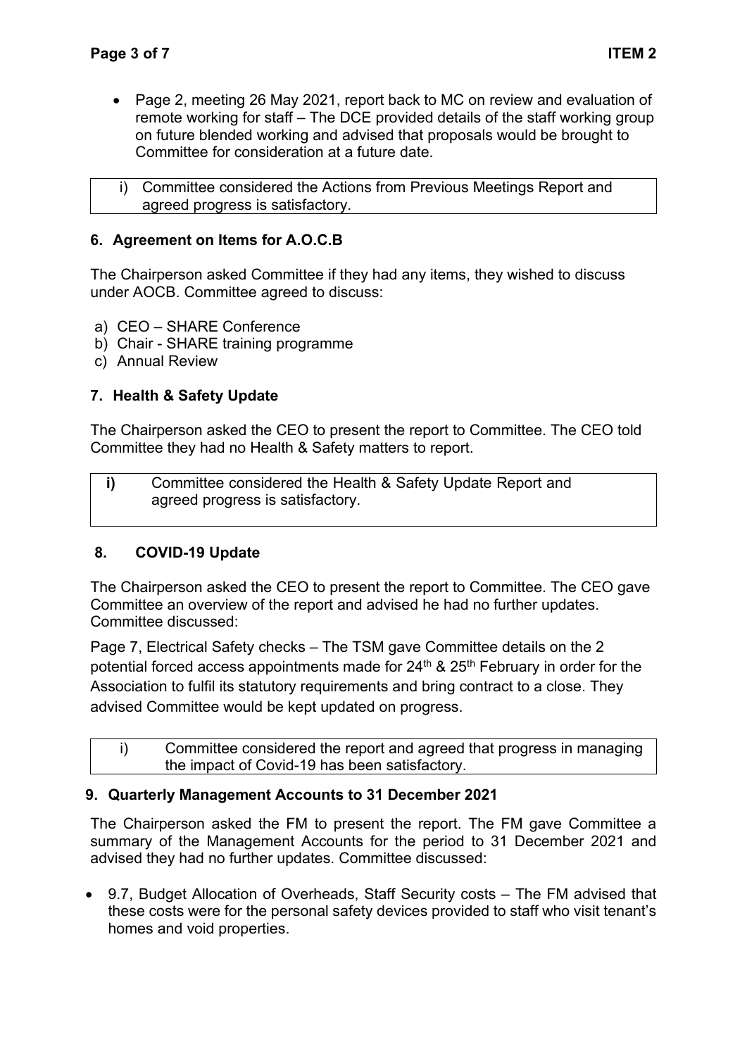- Page 2, meeting 26 May 2021, report back to MC on review and evaluation of remote working for staff – The DCE provided details of the staff working group on future blended working and advised that proposals would be brought to Committee for consideration at a future date.

| |
|---|
| i) Committee considered the Actions from Previous Meetings Report and agreed progress is satisfactory. |

## 6. Agreement on Items for A.O.C.B

The Chairperson asked Committee if they had any items, they wished to discuss under AOCB. Committee agreed to discuss:

a) CEO – SHARE Conference
b) Chair - SHARE training programme
c) Annual Review

## 7. Health & Safety Update

The Chairperson asked the CEO to present the report to Committee. The CEO told Committee they had no Health & Safety matters to report.

| | |
|---|---|
| **i)** | Committee considered the Health & Safety Update Report and agreed progress is satisfactory. |

## 8. COVID-19 Update

The Chairperson asked the CEO to present the report to Committee. The CEO gave Committee an overview of the report and advised he had no further updates. Committee discussed:

Page 7, Electrical Safety checks – The TSM gave Committee details on the 2 potential forced access appointments made for 24th & 25th February in order for the Association to fulfil its statutory requirements and bring contract to a close. They advised Committee would be kept updated on progress.

| | |
|---|---|
| i) | Committee considered the report and agreed that progress in managing the impact of Covid-19 has been satisfactory. |

## 9. Quarterly Management Accounts to 31 December 2021

The Chairperson asked the FM to present the report. The FM gave Committee a summary of the Management Accounts for the period to 31 December 2021 and advised they had no further updates. Committee discussed:

- 9.7, Budget Allocation of Overheads, Staff Security costs – The FM advised that these costs were for the personal safety devices provided to staff who visit tenant's homes and void properties.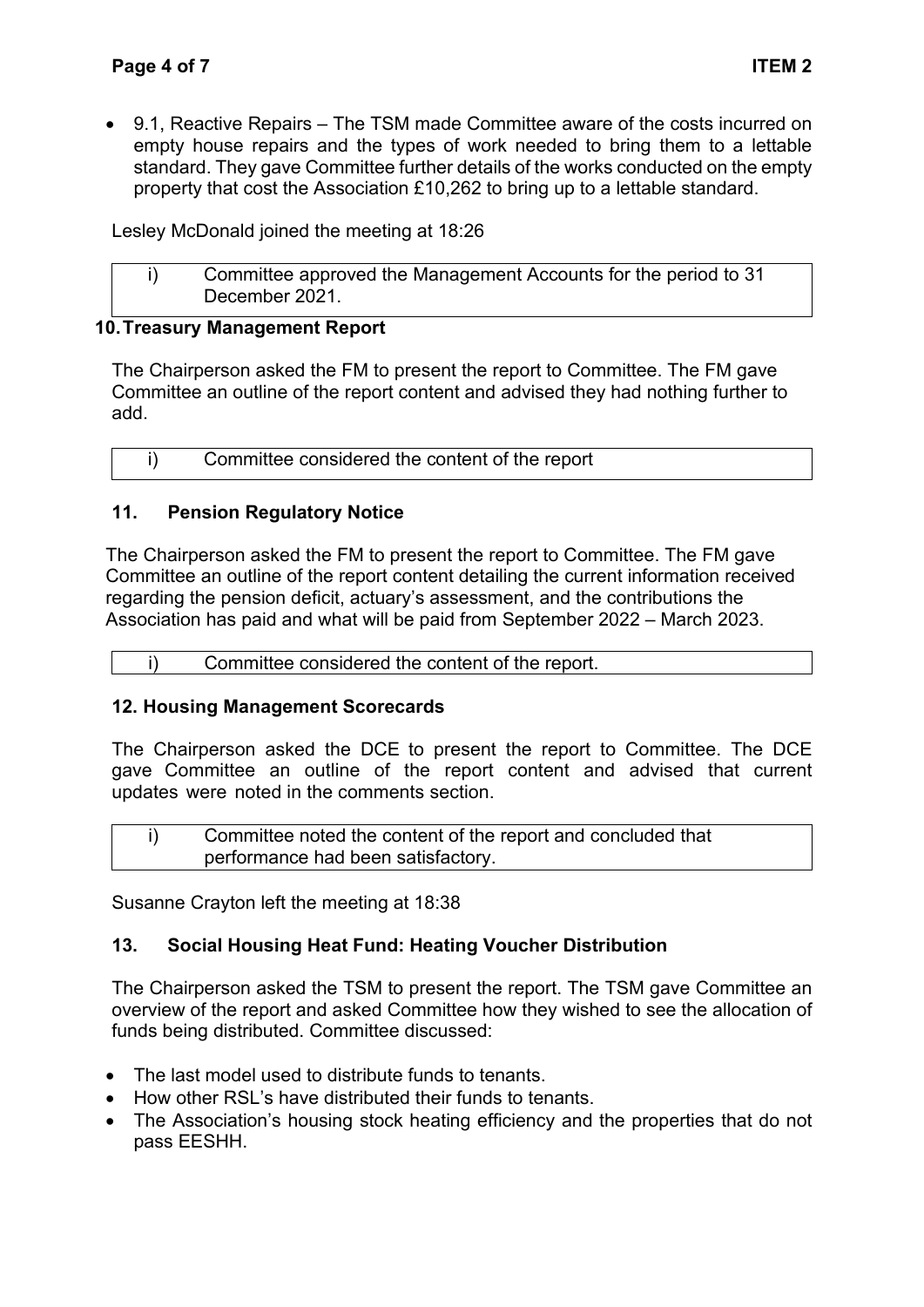- 9.1, Reactive Repairs – The TSM made Committee aware of the costs incurred on empty house repairs and the types of work needed to bring them to a lettable standard. They gave Committee further details of the works conducted on the empty property that cost the Association £10,262 to bring up to a lettable standard.

Lesley McDonald joined the meeting at 18:26

| | |
|---|---|
| i) | Committee approved the Management Accounts for the period to 31 December 2021. |

### 10. Treasury Management Report

The Chairperson asked the FM to present the report to Committee. The FM gave Committee an outline of the report content and advised they had nothing further to add.

| | |
|---|---|
| i) | Committee considered the content of the report |

### 11. Pension Regulatory Notice

The Chairperson asked the FM to present the report to Committee. The FM gave Committee an outline of the report content detailing the current information received regarding the pension deficit, actuary's assessment, and the contributions the Association has paid and what will be paid from September 2022 – March 2023.

| | |
|---|---|
| i) | Committee considered the content of the report. |

### 12. Housing Management Scorecards

The Chairperson asked the DCE to present the report to Committee. The DCE gave Committee an outline of the report content and advised that current updates were noted in the comments section.

| | |
|---|---|
| i) | Committee noted the content of the report and concluded that performance had been satisfactory. |

Susanne Crayton left the meeting at 18:38

### 13. Social Housing Heat Fund: Heating Voucher Distribution

The Chairperson asked the TSM to present the report. The TSM gave Committee an overview of the report and asked Committee how they wished to see the allocation of funds being distributed. Committee discussed:

- The last model used to distribute funds to tenants.
- How other RSL's have distributed their funds to tenants.
- The Association's housing stock heating efficiency and the properties that do not pass EESHH.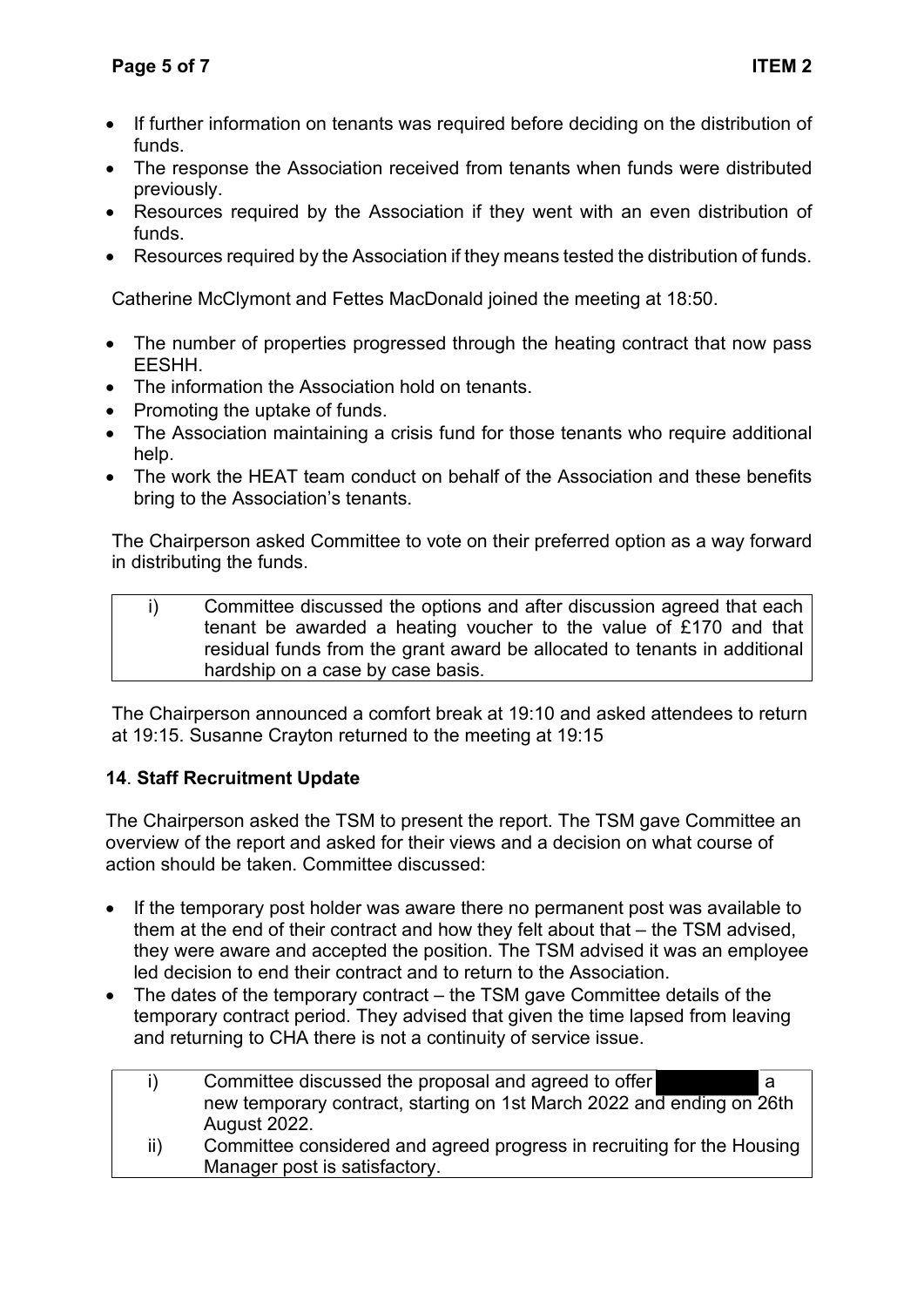- If further information on tenants was required before deciding on the distribution of funds.
- The response the Association received from tenants when funds were distributed previously.
- Resources required by the Association if they went with an even distribution of funds.
- Resources required by the Association if they means tested the distribution of funds.

Catherine McClymont and Fettes MacDonald joined the meeting at 18:50.

- The number of properties progressed through the heating contract that now pass EESHH.
- The information the Association hold on tenants.
- Promoting the uptake of funds.
- The Association maintaining a crisis fund for those tenants who require additional help.
- The work the HEAT team conduct on behalf of the Association and these benefits bring to the Association's tenants.

The Chairperson asked Committee to vote on their preferred option as a way forward in distributing the funds.

| | |
|---|---|
| i) | Committee discussed the options and after discussion agreed that each tenant be awarded a heating voucher to the value of £170 and that residual funds from the grant award be allocated to tenants in additional hardship on a case by case basis. |

The Chairperson announced a comfort break at 19:10 and asked attendees to return at 19:15. Susanne Crayton returned to the meeting at 19:15

## 14. Staff Recruitment Update

The Chairperson asked the TSM to present the report. The TSM gave Committee an overview of the report and asked for their views and a decision on what course of action should be taken. Committee discussed:

- If the temporary post holder was aware there no permanent post was available to them at the end of their contract and how they felt about that – the TSM advised, they were aware and accepted the position. The TSM advised it was an employee led decision to end their contract and to return to the Association.
- The dates of the temporary contract – the TSM gave Committee details of the temporary contract period. They advised that given the time lapsed from leaving and returning to CHA there is not a continuity of service issue.

| | |
|---|---|
| i) | Committee discussed the proposal and agreed to offer [REDACTED] a new temporary contract, starting on 1st March 2022 and ending on 26th August 2022. |
| ii) | Committee considered and agreed progress in recruiting for the Housing Manager post is satisfactory. |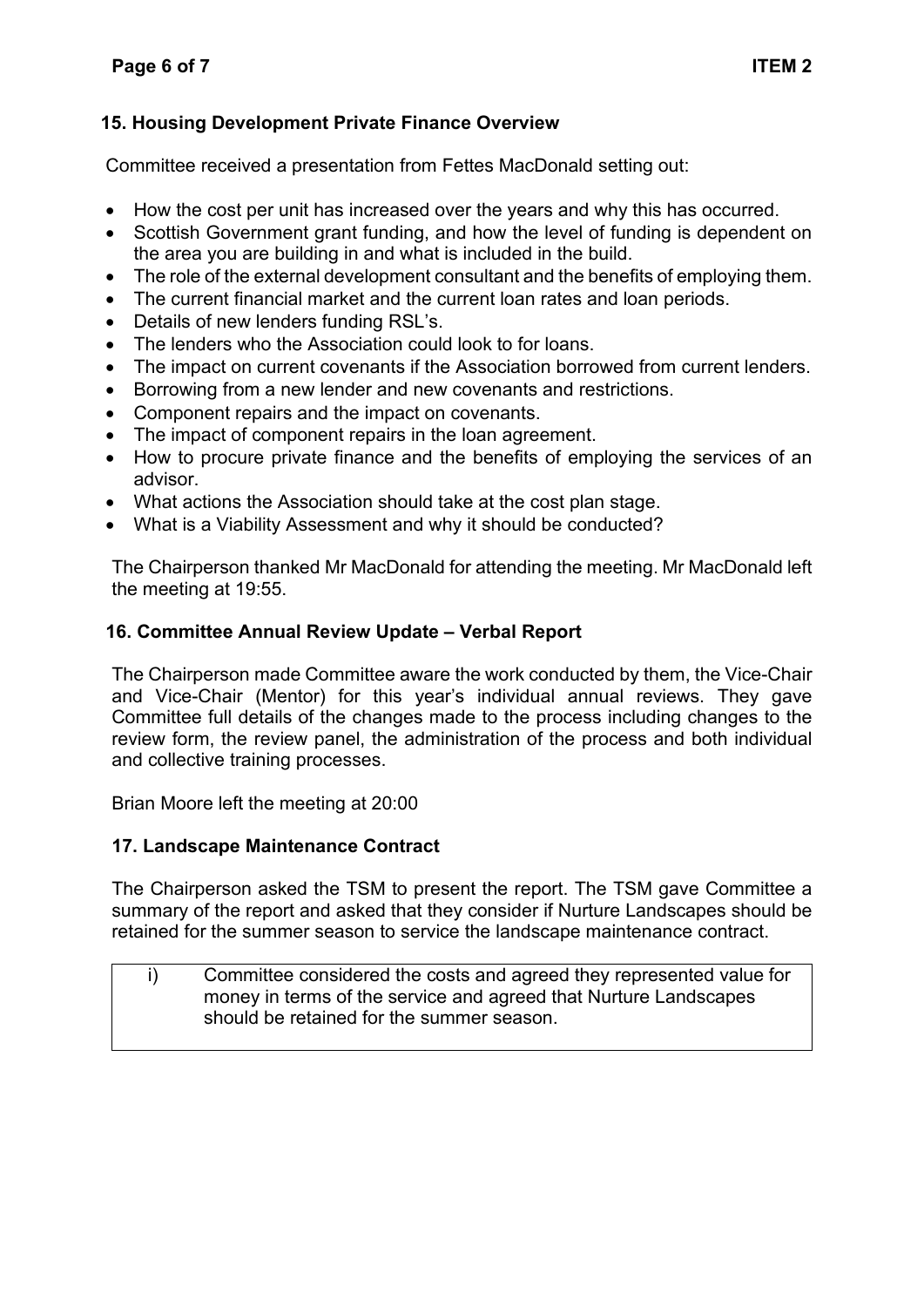### 15. Housing Development Private Finance Overview

Committee received a presentation from Fettes MacDonald setting out:

- How the cost per unit has increased over the years and why this has occurred.
- Scottish Government grant funding, and how the level of funding is dependent on the area you are building in and what is included in the build.
- The role of the external development consultant and the benefits of employing them.
- The current financial market and the current loan rates and loan periods.
- Details of new lenders funding RSL's.
- The lenders who the Association could look to for loans.
- The impact on current covenants if the Association borrowed from current lenders.
- Borrowing from a new lender and new covenants and restrictions.
- Component repairs and the impact on covenants.
- The impact of component repairs in the loan agreement.
- How to procure private finance and the benefits of employing the services of an advisor.
- What actions the Association should take at the cost plan stage.
- What is a Viability Assessment and why it should be conducted?

The Chairperson thanked Mr MacDonald for attending the meeting. Mr MacDonald left the meeting at 19:55.

### 16. Committee Annual Review Update – Verbal Report

The Chairperson made Committee aware the work conducted by them, the Vice-Chair and Vice-Chair (Mentor) for this year's individual annual reviews. They gave Committee full details of the changes made to the process including changes to the review form, the review panel, the administration of the process and both individual and collective training processes.

Brian Moore left the meeting at 20:00

### 17. Landscape Maintenance Contract

The Chairperson asked the TSM to present the report. The TSM gave Committee a summary of the report and asked that they consider if Nurture Landscapes should be retained for the summer season to service the landscape maintenance contract.

| | |
|---|---|
| i) | Committee considered the costs and agreed they represented value for money in terms of the service and agreed that Nurture Landscapes should be retained for the summer season. |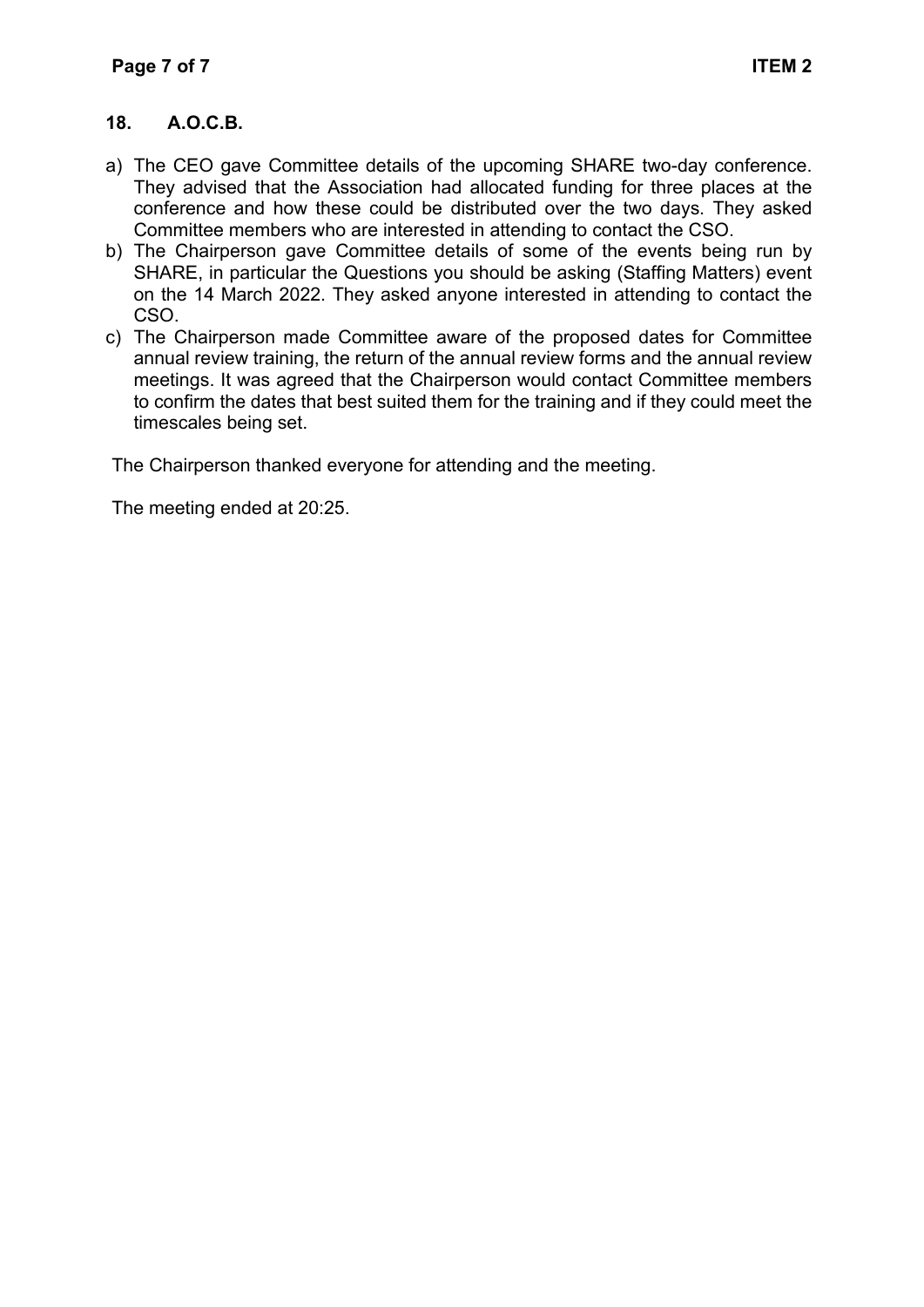## 18. A.O.C.B.

a) The CEO gave Committee details of the upcoming SHARE two-day conference. They advised that the Association had allocated funding for three places at the conference and how these could be distributed over the two days. They asked Committee members who are interested in attending to contact the CSO.

b) The Chairperson gave Committee details of some of the events being run by SHARE, in particular the Questions you should be asking (Staffing Matters) event on the 14 March 2022. They asked anyone interested in attending to contact the CSO.

c) The Chairperson made Committee aware of the proposed dates for Committee annual review training, the return of the annual review forms and the annual review meetings. It was agreed that the Chairperson would contact Committee members to confirm the dates that best suited them for the training and if they could meet the timescales being set.

The Chairperson thanked everyone for attending and the meeting.

The meeting ended at 20:25.